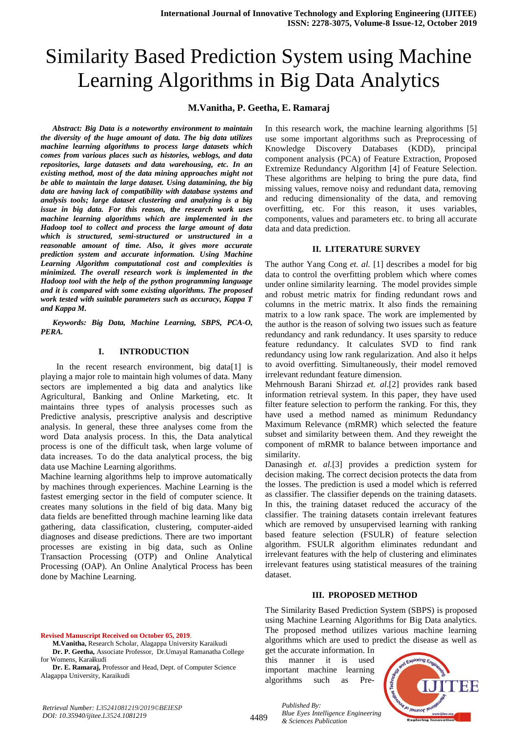# Similarity Based Prediction System using Machine Learning Algorithms in Big Data Analytics

**M.Vanitha, P. Geetha, E. Ramaraj**

***Abstract: Big Data is a noteworthy environment to maintain the diversity of the huge amount of data. The big data utilizes machine learning algorithms to process large datasets which comes from various places such as histories, weblogs, and data repositories, large datasets and data warehousing, etc. In an existing method, most of the data mining approaches might not be able to maintain the large dataset. Using datamining, the big data are having lack of compatibility with database systems and analysis tools; large dataset clustering and analyzing is a big issue in big data. For this reason, the research work uses machine learning algorithms which are implemented in the Hadoop tool to collect and process the large amount of data which is structured, semi-structured or unstructured in a reasonable amount of time. Also, it gives more accurate prediction system and accurate information. Using Machine Learning Algorithm computational cost and complexities is minimized. The overall research work is implemented in the Hadoop tool with the help of the python programming language and it is compared with some existing algorithms. The proposed work tested with suitable parameters such as accuracy, Kappa T and Kappa M.***

***Keywords: Big Data, Machine Learning, SBPS, PCA-O, PERA.***

## I. INTRODUCTION

In the recent research environment, big data[1] is playing a major role to maintain high volumes of data. Many sectors are implemented a big data and analytics like Agricultural, Banking and Online Marketing, etc. It maintains three types of analysis processes such as Predictive analysis, prescriptive analysis and descriptive analysis. In general, these three analyses come from the word Data analysis process. In this, the Data analytical process is one of the difficult task, when large volume of data increases. To do the data analytical process, the big data use Machine Learning algorithms.

Machine learning algorithms help to improve automatically by machines through experiences. Machine Learning is the fastest emerging sector in the field of computer science. It creates many solutions in the field of big data. Many big data fields are benefitted through machine learning like data gathering, data classification, clustering, computer-aided diagnoses and disease predictions. There are two important processes are existing in big data, such as Online Transaction Processing (OTP) and Online Analytical Processing (OAP). An Online Analytical Process has been done by Machine Learning.

In this research work, the machine learning algorithms [5] use some important algorithms such as Preprocessing of Knowledge Discovery Databases (KDD), principal component analysis (PCA) of Feature Extraction, Proposed Extremize Redundancy Algorithm [4] of Feature Selection. These algorithms are helping to bring the pure data, find missing values, remove noisy and redundant data, removing and reducing dimensionality of the data, and removing overfitting, etc. For this reason, it uses variables, components, values and parameters etc. to bring all accurate data and data prediction.

## II. LITERATURE SURVEY

The author Yang Cong *et. al.* [1] describes a model for big data to control the overfitting problem which where comes under online similarity learning. The model provides simple and robust metric matrix for finding redundant rows and columns in the metric matrix. It also finds the remaining matrix to a low rank space. The work are implemented by the author is the reason of solving two issues such as feature redundancy and rank redundancy. It uses sparsity to reduce feature redundancy. It calculates SVD to find rank redundancy using low rank regularization. And also it helps to avoid overfitting. Simultaneously, their model removed irrelevant redundant feature dimension.

Mehrnoush Barani Shirzad *et. al*.[2] provides rank based information retrieval system. In this paper, they have used filter feature selection to perform the ranking. For this, they have used a method named as minimum Redundancy Maximum Relevance (mRMR) which selected the feature subset and similarity between them. And they reweight the component of mRMR to balance between importance and similarity.

Danasingh *et. al.*[3] provides a prediction system for decision making. The correct decision protects the data from the losses. The prediction is used a model which is referred as classifier. The classifier depends on the training datasets. In this, the training dataset reduced the accuracy of the classifier. The training datasets contain irrelevant features which are removed by unsupervised learning with ranking based feature selection (FSULR) of feature selection algorithm. FSULR algorithm eliminates redundant and irrelevant features with the help of clustering and eliminates irrelevant features using statistical measures of the training dataset.

## III. PROPOSED METHOD

The Similarity Based Prediction System (SBPS) is proposed using Machine Learning Algorithms for Big Data analytics. The proposed method utilizes various machine learning algorithms which are used to predict the disease as well as get the accurate information. In this manner it is used important machine learning algorithms such as Pre-

**Revised Manuscript Received on October 05, 2019**.

**M.Vanitha,** Research Scholar, Alagappa University Karaikudi

**Dr. P. Geetha,** Associate Professor, Dr.Umayal Ramanatha College for Womens, Karaikudi

**Dr. E. Ramaraj,** Professor and Head, Dept. of Computer Science Alagappa University, Karaikudi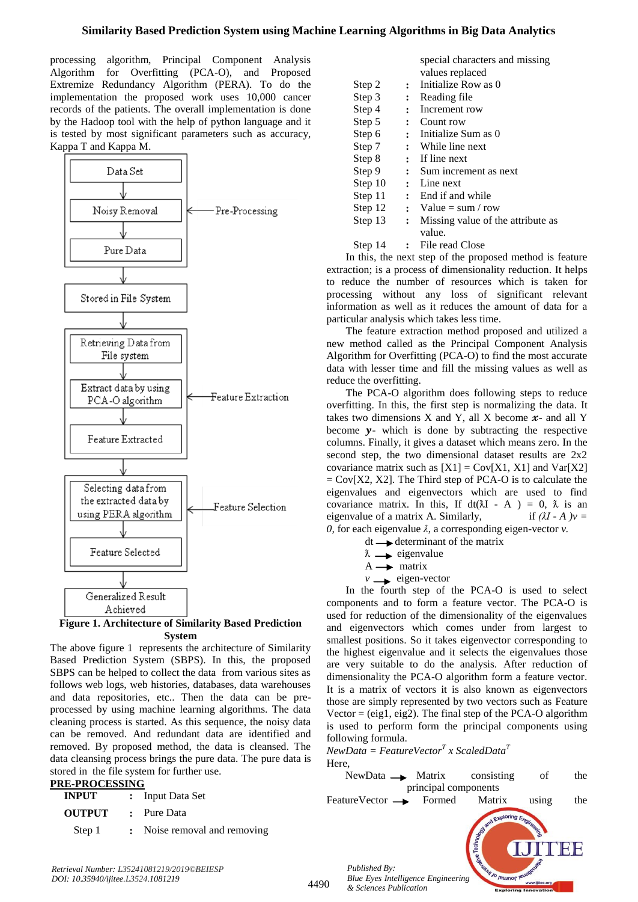processing algorithm, Principal Component Analysis Algorithm for Overfitting (PCA-O), and Proposed Extremize Redundancy Algorithm (PERA). To do the implementation the proposed work uses 10,000 cancer records of the patients. The overall implementation is done by the Hadoop tool with the help of python language and it is tested by most significant parameters such as accuracy, Kappa T and Kappa M.

**Figure 1. Architecture of Similarity Based Prediction System**

The above figure 1 represents the architecture of Similarity Based Prediction System (SBPS). In this, the proposed SBPS can be helped to collect the data from various sites as follows web logs, web histories, databases, data warehouses and data repositories, etc.. Then the data can be pre-processed by using machine learning algorithms. The data cleaning process is started. As this sequence, the noisy data can be removed. And redundant data are identified and removed. By proposed method, the data is cleansed. The data cleansing process brings the pure data. The pure data is stored in the file system for further use.

**PRE-PROCESSING**

| | | |
|---|---|---|
| **INPUT** | : | Input Data Set |
| **OUTPUT** | : | Pure Data |
| Step 1 | : | Noise removal and removing special characters and missing values replaced |
| Step 2 | : | Initialize Row as 0 |
| Step 3 | : | Reading file |
| Step 4 | : | Increment row |
| Step 5 | : | Count row |
| Step 6 | : | Initialize Sum as 0 |
| Step 7 | : | While line next |
| Step 8 | : | If line next |
| Step 9 | : | Sum increment as next |
| Step 10 | : | Line next |
| Step 11 | : | End if and while |
| Step 12 | : | Value = sum / row |
| Step 13 | : | Missing value of the attribute as value. |
| Step 14 | : | File read Close |

In this, the next step of the proposed method is feature extraction; is a process of dimensionality reduction. It helps to reduce the number of resources which is taken for processing without any loss of significant relevant information as well as it reduces the amount of data for a particular analysis which takes less time.

The feature extraction method proposed and utilized a new method called as the Principal Component Analysis Algorithm for Overfitting (PCA-O) to find the most accurate data with lesser time and fill the missing values as well as reduce the overfitting.

The PCA-O algorithm does following steps to reduce overfitting. In this, the first step is normalizing the data. It takes two dimensions X and Y, all X become $\boldsymbol{x}$- and all Y become $\boldsymbol{y}$- which is done by subtracting the respective columns. Finally, it gives a dataset which means zero. In the second step, the two dimensional dataset results are 2x2 covariance matrix such as [X1] = Cov[X1, X1] and Var[X2] = Cov[X2, X2]. The Third step of PCA-O is to calculate the eigenvalues and eigenvectors which are used to find covariance matrix. In this, If $dt(\lambda I - A) = 0$, $\lambda$ is an eigenvalue of a matrix A. Similarly, if $(\lambda I - A)v = 0$, for each eigenvalue $\lambda$, a corresponding eigen-vector $v$.

dt $\rightarrow$ determinant of the matrix
$\lambda$ $\rightarrow$ eigenvalue
A $\rightarrow$ matrix
$v$ $\rightarrow$ eigen-vector

In the fourth step of the PCA-O is used to select components and to form a feature vector. The PCA-O is used for reduction of the dimensionality of the eigenvalues and eigenvectors which comes under from largest to smallest positions. So it takes eigenvector corresponding to the highest eigenvalue and it selects the eigenvalues those are very suitable to do the analysis. After reduction of dimensionality the PCA-O algorithm form a feature vector. It is a matrix of vectors it is also known as eigenvectors those are simply represented by two vectors such as Feature Vector = (eig1, eig2). The final step of the PCA-O algorithm is used to perform form the principal components using following formula.

$$NewData = FeatureVector^{T} \times ScaledData^{T}$$

Here,

NewData $\rightarrow$ Matrix consisting of the principal components

FeatureVector $\rightarrow$ Formed Matrix using the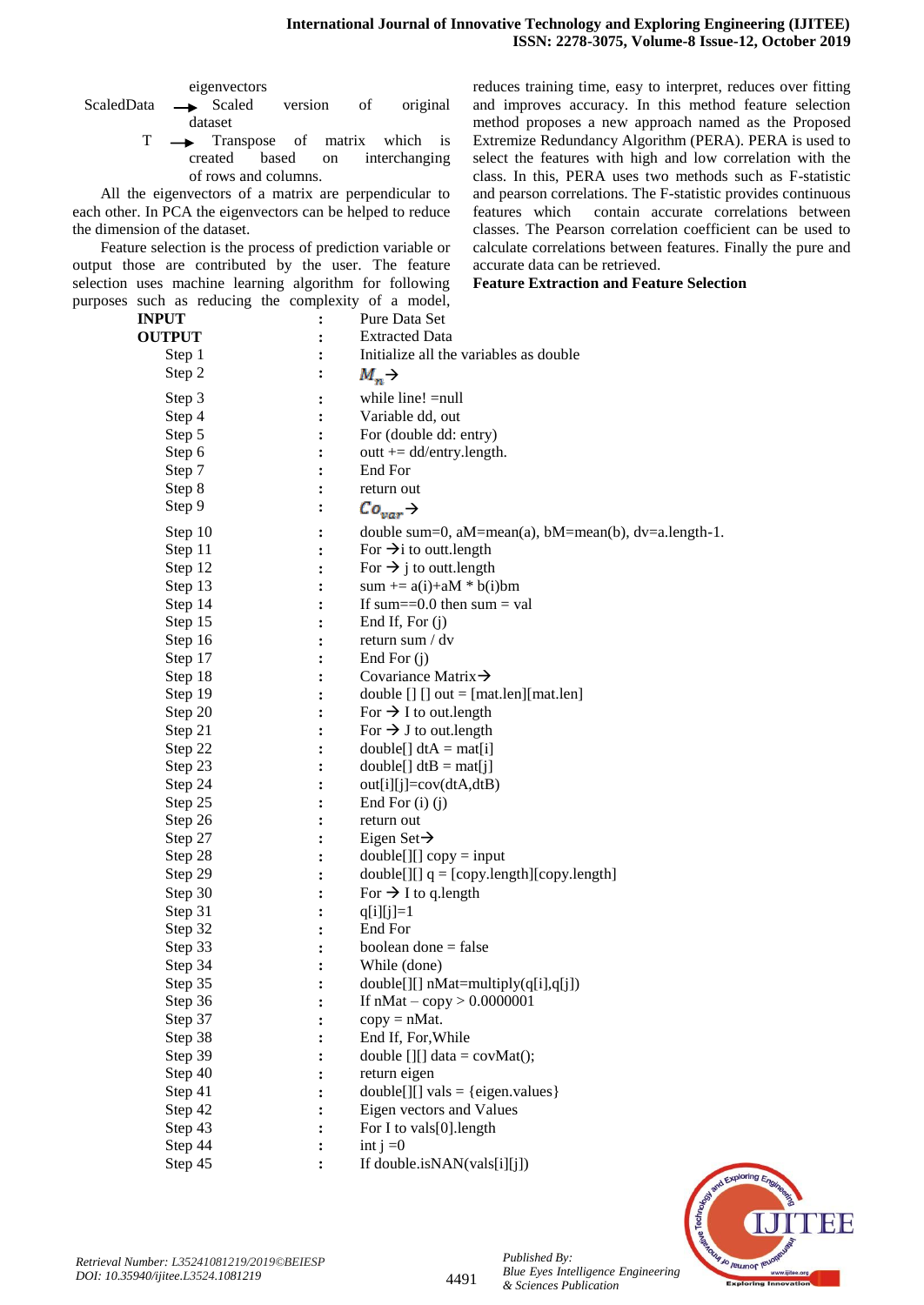eigenvectors

ScaledData → Scaled version of original dataset

T → Transpose of matrix which is created based on interchanging of rows and columns.

All the eigenvectors of a matrix are perpendicular to each other. In PCA the eigenvectors can be helped to reduce the dimension of the dataset.

Feature selection is the process of prediction variable or output those are contributed by the user. The feature selection uses machine learning algorithm for following purposes such as reducing the complexity of a model, reduces training time, easy to interpret, reduces over fitting and improves accuracy. In this method feature selection method proposes a new approach named as the Proposed Extremize Redundancy Algorithm (PERA). PERA is used to select the features with high and low correlation with the class. In this, PERA uses two methods such as F-statistic and pearson correlations. The F-statistic provides continuous features which contain accurate correlations between classes. The Pearson correlation coefficient can be used to calculate correlations between features. Finally the pure and accurate data can be retrieved.

**Feature Extraction and Feature Selection**

| | | |
|---|---|---|
| **INPUT** | : | Pure Data Set |
| **OUTPUT** | : | Extracted Data |
| Step 1 | : | Initialize all the variables as double |
| Step 2 | : | $M_n$ → |
| Step 3 | : | while line! =null |
| Step 4 | : | Variable dd, out |
| Step 5 | : | For (double dd: entry) |
| Step 6 | : | outt += dd/entry.length. |
| Step 7 | : | End For |
| Step 8 | : | return out |
| Step 9 | : | $Co_{var}$ → |
| Step 10 | : | double sum=0, aM=mean(a), bM=mean(b), dv=a.length-1. |
| Step 11 | : | For →i to outt.length |
| Step 12 | : | For → j to outt.length |
| Step 13 | : | sum += a(i)+aM * b(i)bm |
| Step 14 | : | If sum==0.0 then sum = val |
| Step 15 | : | End If, For (j) |
| Step 16 | : | return sum / dv |
| Step 17 | : | End For (j) |
| Step 18 | : | Covariance Matrix→ |
| Step 19 | : | double [] [] out = [mat.len][mat.len] |
| Step 20 | : | For → I to out.length |
| Step 21 | : | For → J to out.length |
| Step 22 | : | double[] dtA = mat[i] |
| Step 23 | : | double[] dtB = mat[j] |
| Step 24 | : | out[i][j]=cov(dtA,dtB) |
| Step 25 | : | End For (i) (j) |
| Step 26 | : | return out |
| Step 27 | : | Eigen Set→ |
| Step 28 | : | double[][] copy = input |
| Step 29 | : | double[][] q = [copy.length][copy.length] |
| Step 30 | : | For → I to q.length |
| Step 31 | : | q[i][j]=1 |
| Step 32 | : | End For |
| Step 33 | : | boolean done = false |
| Step 34 | : | While (done) |
| Step 35 | : | double[][] nMat=multiply(q[i],q[j]) |
| Step 36 | : | If nMat – copy > 0.0000001 |
| Step 37 | : | copy = nMat. |
| Step 38 | : | End If, For,While |
| Step 39 | : | double [][] data = covMat(); |
| Step 40 | : | return eigen |
| Step 41 | : | double[][] vals = {eigen.values} |
| Step 42 | : | Eigen vectors and Values |
| Step 43 | : | For I to vals[0].length |
| Step 44 | : | int j =0 |
| Step 45 | : | If double.isNAN(vals[i][j]) |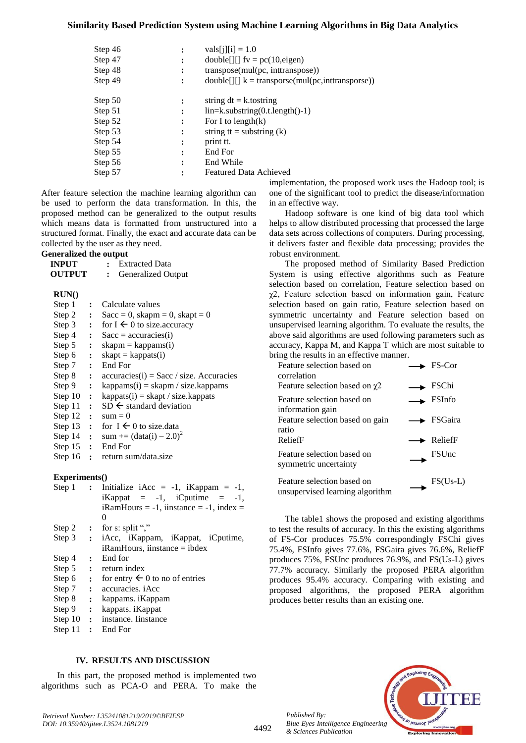| | | |
|---|---|---|
| Step 46 | : | vals[j][i] = 1.0 |
| Step 47 | : | double[][] fv = pc(10,eigen) |
| Step 48 | : | transpose(mul(pc, inttranspose)) |
| Step 49 | : | double[][] k = transporse(mul(pc,inttransporse)) |
| Step 50 | : | string dt = k.tostring |
| Step 51 | : | lin=k.substring(0.t.length()-1) |
| Step 52 | : | For I to length(k) |
| Step 53 | : | string tt = substring (k) |
| Step 54 | : | print tt. |
| Step 55 | : | End For |
| Step 56 | : | End While |
| Step 57 | : | Featured Data Achieved |

After feature selection the machine learning algorithm can be used to perform the data transformation. In this, the proposed method can be generalized to the output results which means data is formatted from unstructured into a structured format. Finally, the exact and accurate data can be collected by the user as they need.

**Generalized the output**

**INPUT** : Extracted Data
**OUTPUT** : Generalized Output

**RUN()**

| | | |
|---|---|---|
| Step 1 | : | Calculate values |
| Step 2 | : | Sacc = 0, skapm = 0, skapt = 0 |
| Step 3 | : | for I ← 0 to size.accuracy |
| Step 4 | : | Sacc = accuracies(i) |
| Step 5 | : | skapm = kappams(i) |
| Step 6 | : | skapt = kappats(i) |
| Step 7 | : | End For |
| Step 8 | : | accuracies(i) = Sacc / size. Accuracies |
| Step 9 | : | kappams(i) = skapm / size.kappams |
| Step 10 | : | kappats(i) = skapt / size.kappats |
| Step 11 | : | SD ← standard deviation |
| Step 12 | : | sum = 0 |
| Step 13 | : | for I ← 0 to size.data |
| Step 14 | : | sum += $(data(i) – 2.0)^2$ |
| Step 15 | : | End For |
| Step 16 | : | return sum/data.size |

**Experiments()**

| | | |
|---|---|---|
| Step 1 | : | Initialize iAcc = -1, iKappam = -1, iKappat = -1, iCputime = -1, iRamHours = -1, iinstance = -1, index = 0 |
| Step 2 | : | for s: split "," |
| Step 3 | : | iAcc, iKappam, iKappat, iCputime, iRamHours, iinstance = ibdex |
| Step 4 | : | End for |
| Step 5 | : | return index |
| Step 6 | : | for entry ← 0 to no of entries |
| Step 7 | : | accuracies. iAcc |
| Step 8 | : | kappams. iKappam |
| Step 9 | : | kappats. iKappat |
| Step 10 | : | instance. Iinstance |
| Step 11 | : | End For |

## IV. RESULTS AND DISCUSSION

In this part, the proposed method is implemented two algorithms such as PCA-O and PERA. To make the implementation, the proposed work uses the Hadoop tool; is one of the significant tool to predict the disease/information in an effective way.

Hadoop software is one kind of big data tool which helps to allow distributed processing that processed the large data sets across collections of computers. During processing, it delivers faster and flexible data processing; provides the robust environment.

The proposed method of Similarity Based Prediction System is using effective algorithms such as Feature selection based on correlation, Feature selection based on $\chi 2$, Feature selection based on information gain, Feature selection based on gain ratio, Feature selection based on symmetric uncertainty and Feature selection based on unsupervised learning algorithm. To evaluate the results, the above said algorithms are used following parameters such as accuracy, Kappa M, and Kappa T which are most suitable to bring the results in an effective manner.

| | | |
|---|---|---|
| Feature selection based on correlation | → | FS-Cor |
| Feature selection based on $\chi 2$ | → | FSChi |
| Feature selection based on information gain | → | FSInfo |
| Feature selection based on gain ratio | → | FSGaira |
| ReliefF | → | ReliefF |
| Feature selection based on symmetric uncertainty | → | FSUnc |
| Feature selection based on unsupervised learning algorithm | → | FS(Us-L) |

The table1 shows the proposed and existing algorithms to test the results of accuracy. In this the existing algorithms of FS-Cor produces 75.5% correspondingly FSChi gives 75.4%, FSInfo gives 77.6%, FSGaira gives 76.6%, ReliefF produces 75%, FSUnc produces 76.9%, and FS(Us-L) gives 77.7% accuracy. Similarly the proposed PERA algorithm produces 95.4% accuracy. Comparing with existing and proposed algorithms, the proposed PERA algorithm produces better results than an existing one.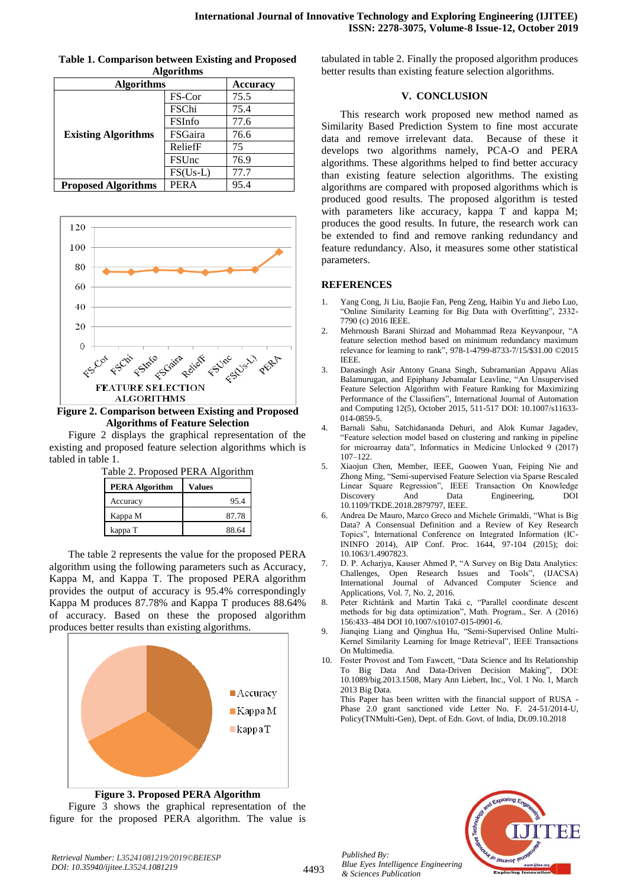**Table 1. Comparison between Existing and Proposed Algorithms**

| Algorithms | | Accuracy |
|---|---|---|
| **Existing Algorithms** | FS-Cor | 75.5 |
| | FSChi | 75.4 |
| | FSInfo | 77.6 |
| | FSGaira | 76.6 |
| | ReliefF | 75 |
| | FSUnc | 76.9 |
| | FS(Us-L) | 77.7 |
| **Proposed Algorithms** | PERA | 95.4 |

**Figure 2. Comparison between Existing and Proposed Algorithms of Feature Selection**

Figure 2 displays the graphical representation of the existing and proposed feature selection algorithms which is tabled in table 1.

Table 2. Proposed PERA Algorithm

| PERA Algorithm | Values |
|---|---|
| Accuracy | 95.4 |
| Kappa M | 87.78 |
| kappa T | 88.64 |

The table 2 represents the value for the proposed PERA algorithm using the following parameters such as Accuracy, Kappa M, and Kappa T. The proposed PERA algorithm provides the output of accuracy is 95.4% correspondingly Kappa M produces 87.78% and Kappa T produces 88.64% of accuracy. Based on these the proposed algorithm produces better results than existing algorithms.

**Figure 3. Proposed PERA Algorithm**

Figure 3 shows the graphical representation of the figure for the proposed PERA algorithm. The value is tabulated in table 2. Finally the proposed algorithm produces better results than existing feature selection algorithms.

## V. CONCLUSION

This research work proposed new method named as Similarity Based Prediction System to fine most accurate data and remove irrelevant data. Because of these it develops two algorithms namely, PCA-O and PERA algorithms. These algorithms helped to find better accuracy than existing feature selection algorithms. The existing algorithms are compared with proposed algorithms which is produced good results. The proposed algorithm is tested with parameters like accuracy, kappa T and kappa M; produces the good results. In future, the research work can be extended to find and remove ranking redundancy and feature redundancy. Also, it measures some other statistical parameters.

## REFERENCES

1. Yang Cong, Ji Liu, Baojie Fan, Peng Zeng, Haibin Yu and Jiebo Luo, "Online Similarity Learning for Big Data with Overfitting", 2332-7790 (c) 2016 IEEE.
2. Mehrnoush Barani Shirzad and Mohammad Reza Keyvanpour, "A feature selection method based on minimum redundancy maximum relevance for learning to rank", 978-1-4799-8733-7/15/$31.00 ©2015 IEEE.
3. Danasingh Asir Antony Gnana Singh, Subramanian Appavu Alias Balamurugan, and Epiphany Jebamalar Leavline, "An Unsupervised Feature Selection Algorithm with Feature Ranking for Maximizing Performance of the Classifiers", International Journal of Automation and Computing 12(5), October 2015, 511-517 DOI: 10.1007/s11633-014-0859-5.
4. Barnali Sahu, Satchidananda Dehuri, and Alok Kumar Jagadev, "Feature selection model based on clustering and ranking in pipeline for microarray data", Informatics in Medicine Unlocked 9 (2017) 107–122.
5. Xiaojun Chen, Member, IEEE, Guowen Yuan, Feiping Nie and Zhong Ming, "Semi-supervised Feature Selection via Sparse Rescaled Linear Square Regression", IEEE Transaction On Knowledge Discovery And Data Engineering, DOI 10.1109/TKDE.2018.2879797, IEEE.
6. Andrea De Mauro, Marco Greco and Michele Grimaldi, "What is Big Data? A Consensual Definition and a Review of Key Research Topics", International Conference on Integrated Information (IC-ININFO 2014), AIP Conf. Proc. 1644, 97-104 (2015); doi: 10.1063/1.4907823.
7. D. P. Acharjya, Kauser Ahmed P, "A Survey on Big Data Analytics: Challenges, Open Research Issues and Tools", (IJACSA) International Journal of Advanced Computer Science and Applications, Vol. 7, No. 2, 2016.
8. Peter Richtárik and Martin Taká c, "Parallel coordinate descent methods for big data optimization", Math. Program., Ser. A (2016) 156:433–484 DOI 10.1007/s10107-015-0901-6.
9. Jianqing Liang and Qinghua Hu, "Semi-Supervised Online Multi-Kernel Similarity Learning for Image Retrieval", IEEE Transactions On Multimedia.
10. Foster Provost and Tom Fawcett, "Data Science and Its Relationship To Big Data And Data-Driven Decision Making", DOI: 10.1089/big.2013.1508, Mary Ann Liebert, Inc., Vol. 1 No. 1, March 2013 Big Data.

This Paper has been written with the financial support of RUSA - Phase 2.0 grant sanctioned vide Letter No. F. 24-51/2014-U, Policy(TNMulti-Gen), Dept. of Edn. Govt. of India, Dt.09.10.2018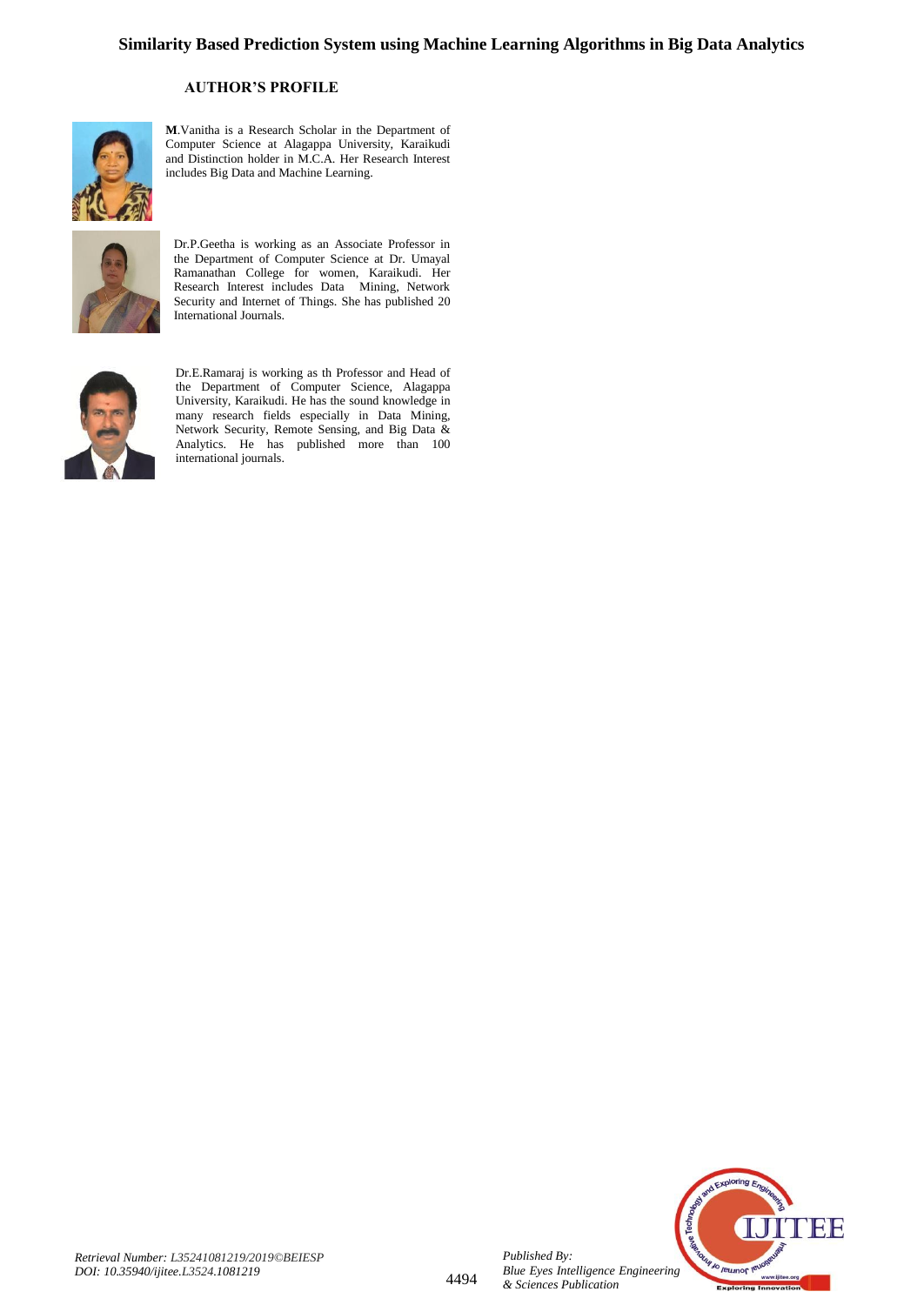## AUTHOR'S PROFILE

**M**.Vanitha is a Research Scholar in the Department of Computer Science at Alagappa University, Karaikudi and Distinction holder in M.C.A. Her Research Interest includes Big Data and Machine Learning.

Dr.P.Geetha is working as an Associate Professor in the Department of Computer Science at Dr. Umayal Ramanathan College for women, Karaikudi. Her Research Interest includes Data Mining, Network Security and Internet of Things. She has published 20 International Journals.

Dr.E.Ramaraj is working as th Professor and Head of the Department of Computer Science, Alagappa University, Karaikudi. He has the sound knowledge in many research fields especially in Data Mining, Network Security, Remote Sensing, and Big Data & Analytics. He has published more than 100 international journals.